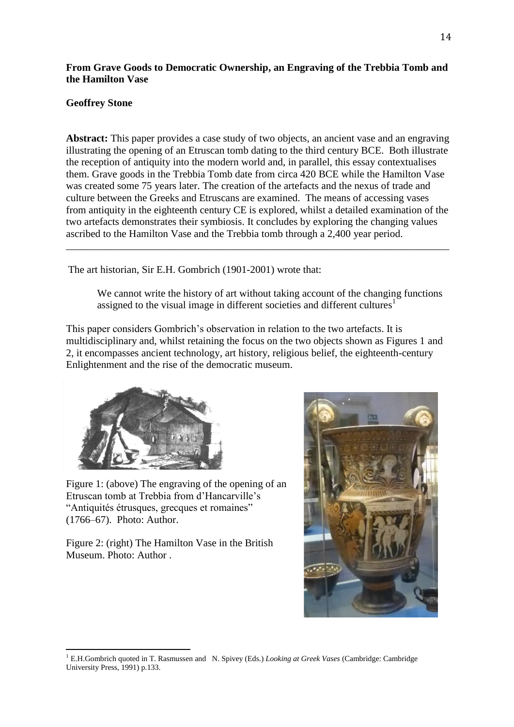**From Grave Goods to Democratic Ownership, an Engraving of the Trebbia Tomb and the Hamilton Vase**

**Geoffrey Stone**

**Abstract:** This paper provides a case study of two objects, an ancient vase and an engraving illustrating the opening of an Etruscan tomb dating to the third century BCE. Both illustrate the reception of antiquity into the modern world and, in parallel, this essay contextualises them. Grave goods in the Trebbia Tomb date from circa 420 BCE while the Hamilton Vase was created some 75 years later. The creation of the artefacts and the nexus of trade and culture between the Greeks and Etruscans are examined. The means of accessing vases from antiquity in the eighteenth century CE is explored, whilst a detailed examination of the two artefacts demonstrates their symbiosis. It concludes by exploring the changing values ascribed to the Hamilton Vase and the Trebbia tomb through a 2,400 year period.

---

The art historian, Sir E.H. Gombrich (1901-2001) wrote that:

> We cannot write the history of art without taking account of the changing functions assigned to the visual image in different societies and different cultures[1]

This paper considers Gombrich's observation in relation to the two artefacts. It is multidisciplinary and, whilst retaining the focus on the two objects shown as Figures 1 and 2, it encompasses ancient technology, art history, religious belief, the eighteenth-century Enlightenment and the rise of the democratic museum.

Figure 1: (above) The engraving of the opening of an Etruscan tomb at Trebbia from d'Hancarville's "Antiquités étrusques, grecques et romaines" (1766–67). Photo: Author.

Figure 2: (right) The Hamilton Vase in the British Museum. Photo: Author .

---

[1] E.H.Gombrich quoted in T. Rasmussen and N. Spivey (Eds.) *Looking at Greek Vases* (Cambridge: Cambridge University Press, 1991) p.133.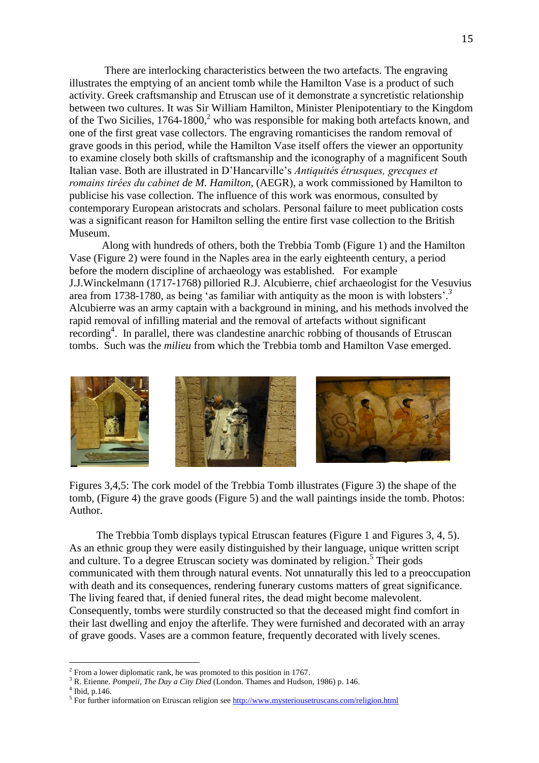There are interlocking characteristics between the two artefacts. The engraving illustrates the emptying of an ancient tomb while the Hamilton Vase is a product of such activity. Greek craftsmanship and Etruscan use of it demonstrate a syncretistic relationship between two cultures. It was Sir William Hamilton, Minister Plenipotentiary to the Kingdom of the Two Sicilies, 1764-1800,[2] who was responsible for making both artefacts known, and one of the first great vase collectors. The engraving romanticises the random removal of grave goods in this period, while the Hamilton Vase itself offers the viewer an opportunity to examine closely both skills of craftsmanship and the iconography of a magnificent South Italian vase. Both are illustrated in D'Hancarville's *Antiquités étrusques, grecques et romains tirées du cabinet de M. Hamilton,* (AEGR), a work commissioned by Hamilton to publicise his vase collection. The influence of this work was enormous, consulted by contemporary European aristocrats and scholars. Personal failure to meet publication costs was a significant reason for Hamilton selling the entire first vase collection to the British Museum.

Along with hundreds of others, both the Trebbia Tomb (Figure 1) and the Hamilton Vase (Figure 2) were found in the Naples area in the early eighteenth century, a period before the modern discipline of archaeology was established. For example J.J.Winckelmann (1717-1768) pilloried R.J. Alcubierre, chief archaeologist for the Vesuvius area from 1738-1780, as being 'as familiar with antiquity as the moon is with lobsters'.[3] Alcubierre was an army captain with a background in mining, and his methods involved the rapid removal of infilling material and the removal of artefacts without significant recording[4]. In parallel, there was clandestine anarchic robbing of thousands of Etruscan tombs. Such was the *milieu* from which the Trebbia tomb and Hamilton Vase emerged.

Figures 3,4,5: The cork model of the Trebbia Tomb illustrates (Figure 3) the shape of the tomb, (Figure 4) the grave goods (Figure 5) and the wall paintings inside the tomb. Photos: Author.

The Trebbia Tomb displays typical Etruscan features (Figure 1 and Figures 3, 4, 5). As an ethnic group they were easily distinguished by their language, unique written script and culture. To a degree Etruscan society was dominated by religion.[5] Their gods communicated with them through natural events. Not unnaturally this led to a preoccupation with death and its consequences, rendering funerary customs matters of great significance. The living feared that, if denied funeral rites, the dead might become malevolent. Consequently, tombs were sturdily constructed so that the deceased might find comfort in their last dwelling and enjoy the afterlife. They were furnished and decorated with an array of grave goods. Vases are a common feature, frequently decorated with lively scenes.

---

[2] From a lower diplomatic rank, he was promoted to this position in 1767.

[3] R. Etienne. *Pompeii, The Day a City Died* (London. Thames and Hudson, 1986) p. 146.

[4] Ibid, p.146.

[5] For further information on Etruscan religion see http://www.mysteriousetruscans.com/religion.html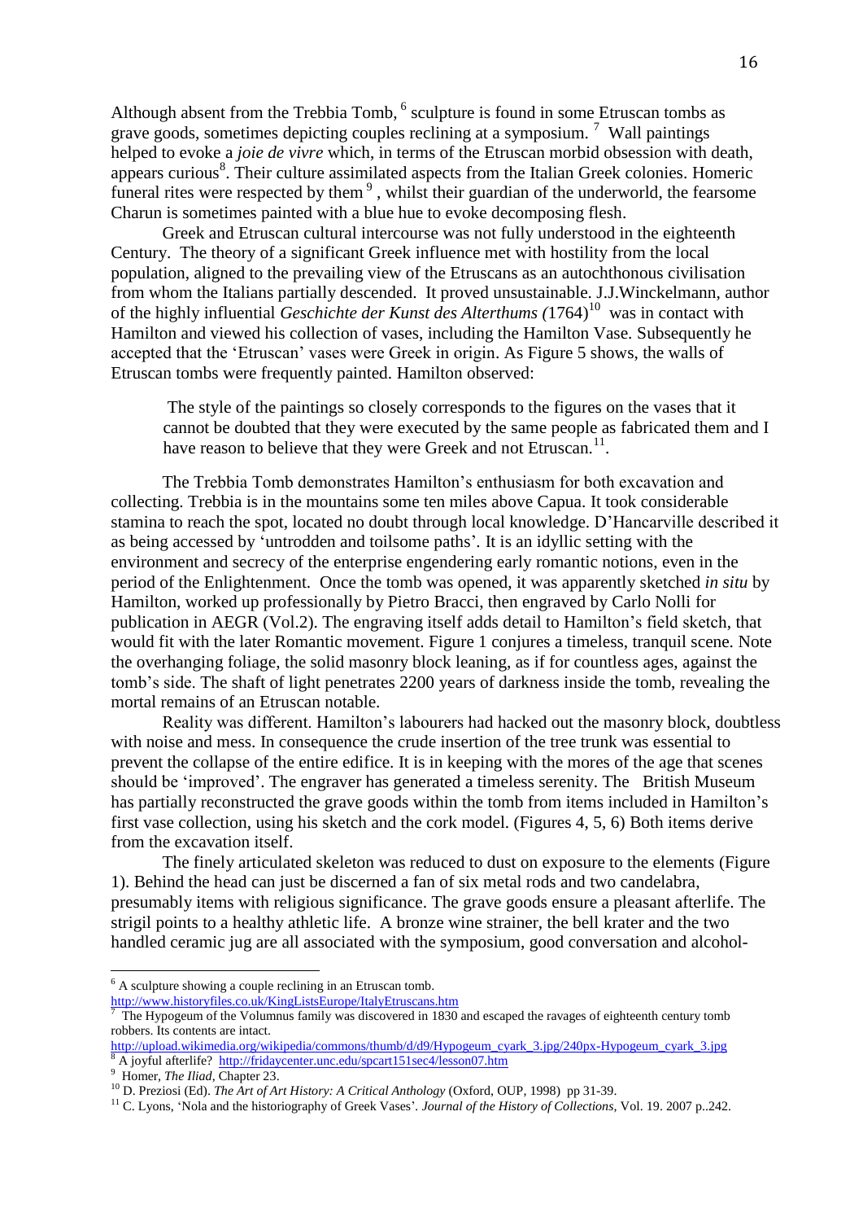Although absent from the Trebbia Tomb, [6] sculpture is found in some Etruscan tombs as grave goods, sometimes depicting couples reclining at a symposium. [7] Wall paintings helped to evoke a *joie de vivre* which, in terms of the Etruscan morbid obsession with death, appears curious[8]. Their culture assimilated aspects from the Italian Greek colonies. Homeric funeral rites were respected by them [9] , whilst their guardian of the underworld, the fearsome Charun is sometimes painted with a blue hue to evoke decomposing flesh.

Greek and Etruscan cultural intercourse was not fully understood in the eighteenth Century. The theory of a significant Greek influence met with hostility from the local population, aligned to the prevailing view of the Etruscans as an autochthonous civilisation from whom the Italians partially descended. It proved unsustainable. J.J.Winckelmann, author of the highly influential *Geschichte der Kunst des Alterthums (*1764)[10] was in contact with Hamilton and viewed his collection of vases, including the Hamilton Vase. Subsequently he accepted that the 'Etruscan' vases were Greek in origin. As Figure 5 shows, the walls of Etruscan tombs were frequently painted. Hamilton observed:

> The style of the paintings so closely corresponds to the figures on the vases that it cannot be doubted that they were executed by the same people as fabricated them and I have reason to believe that they were Greek and not Etruscan.[11].

The Trebbia Tomb demonstrates Hamilton's enthusiasm for both excavation and collecting. Trebbia is in the mountains some ten miles above Capua. It took considerable stamina to reach the spot, located no doubt through local knowledge. D'Hancarville described it as being accessed by 'untrodden and toilsome paths'. It is an idyllic setting with the environment and secrecy of the enterprise engendering early romantic notions, even in the period of the Enlightenment. Once the tomb was opened, it was apparently sketched *in situ* by Hamilton, worked up professionally by Pietro Bracci, then engraved by Carlo Nolli for publication in AEGR (Vol.2). The engraving itself adds detail to Hamilton's field sketch, that would fit with the later Romantic movement. Figure 1 conjures a timeless, tranquil scene. Note the overhanging foliage, the solid masonry block leaning, as if for countless ages, against the tomb's side. The shaft of light penetrates 2200 years of darkness inside the tomb, revealing the mortal remains of an Etruscan notable.

Reality was different. Hamilton's labourers had hacked out the masonry block, doubtless with noise and mess. In consequence the crude insertion of the tree trunk was essential to prevent the collapse of the entire edifice. It is in keeping with the mores of the age that scenes should be 'improved'. The engraver has generated a timeless serenity. The British Museum has partially reconstructed the grave goods within the tomb from items included in Hamilton's first vase collection, using his sketch and the cork model. (Figures 4, 5, 6) Both items derive from the excavation itself.

The finely articulated skeleton was reduced to dust on exposure to the elements (Figure 1). Behind the head can just be discerned a fan of six metal rods and two candelabra, presumably items with religious significance. The grave goods ensure a pleasant afterlife. The strigil points to a healthy athletic life. A bronze wine strainer, the bell krater and the two handled ceramic jug are all associated with the symposium, good conversation and alcohol-

---

[6] A sculpture showing a couple reclining in an Etruscan tomb. http://www.historyfiles.co.uk/KingListsEurope/ItalyEtruscans.htm

[7] The Hypogeum of the Volumnus family was discovered in 1830 and escaped the ravages of eighteenth century tomb robbers. Its contents are intact. http://upload.wikimedia.org/wikipedia/commons/thumb/d/d9/Hypogeum_cyark_3.jpg/240px-Hypogeum_cyark_3.jpg

[8] A joyful afterlife? http://fridaycenter.unc.edu/spcart151sec4/lesson07.htm

[9] Homer, *The Iliad*, Chapter 23.

[10] D. Preziosi (Ed). *The Art of Art History: A Critical Anthology* (Oxford, OUP, 1998) pp 31-39.

[11] C. Lyons, 'Nola and the historiography of Greek Vases'. *Journal of the History of Collections,* Vol. 19. 2007 p..242.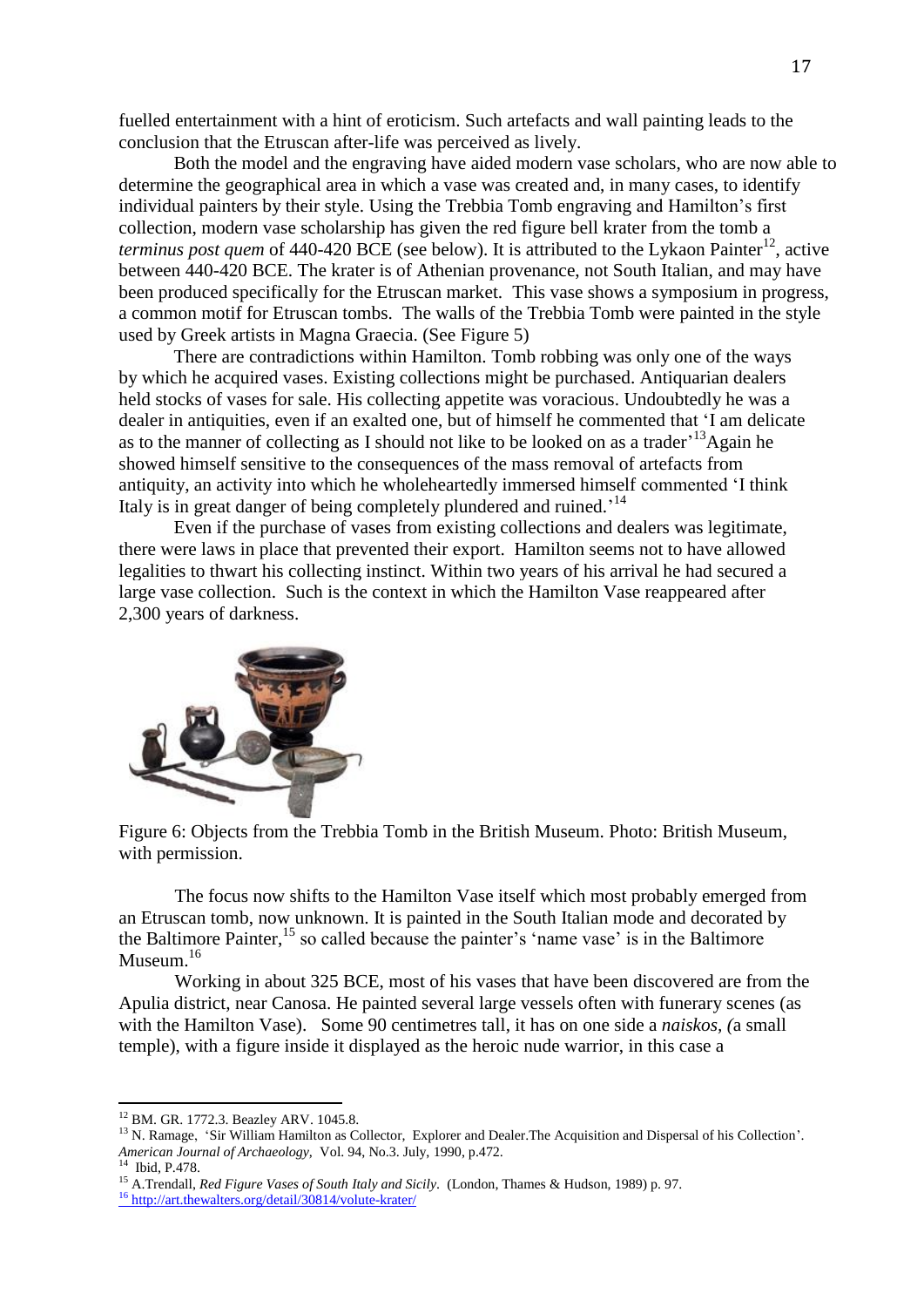fuelled entertainment with a hint of eroticism. Such artefacts and wall painting leads to the conclusion that the Etruscan after-life was perceived as lively.

Both the model and the engraving have aided modern vase scholars, who are now able to determine the geographical area in which a vase was created and, in many cases, to identify individual painters by their style. Using the Trebbia Tomb engraving and Hamilton's first collection, modern vase scholarship has given the red figure bell krater from the tomb a *terminus post quem* of 440-420 BCE (see below). It is attributed to the Lykaon Painter[12], active between 440-420 BCE. The krater is of Athenian provenance, not South Italian, and may have been produced specifically for the Etruscan market. This vase shows a symposium in progress, a common motif for Etruscan tombs. The walls of the Trebbia Tomb were painted in the style used by Greek artists in Magna Graecia. (See Figure 5)

There are contradictions within Hamilton. Tomb robbing was only one of the ways by which he acquired vases. Existing collections might be purchased. Antiquarian dealers held stocks of vases for sale. His collecting appetite was voracious. Undoubtedly he was a dealer in antiquities, even if an exalted one, but of himself he commented that 'I am delicate as to the manner of collecting as I should not like to be looked on as a trader'[13]Again he showed himself sensitive to the consequences of the mass removal of artefacts from antiquity, an activity into which he wholeheartedly immersed himself commented 'I think Italy is in great danger of being completely plundered and ruined.'[14]

Even if the purchase of vases from existing collections and dealers was legitimate, there were laws in place that prevented their export. Hamilton seems not to have allowed legalities to thwart his collecting instinct. Within two years of his arrival he had secured a large vase collection. Such is the context in which the Hamilton Vase reappeared after 2,300 years of darkness.

Figure 6: Objects from the Trebbia Tomb in the British Museum. Photo: British Museum, with permission.

The focus now shifts to the Hamilton Vase itself which most probably emerged from an Etruscan tomb, now unknown. It is painted in the South Italian mode and decorated by the Baltimore Painter,[15] so called because the painter's 'name vase' is in the Baltimore Museum.[16]

Working in about 325 BCE, most of his vases that have been discovered are from the Apulia district, near Canosa. He painted several large vessels often with funerary scenes (as with the Hamilton Vase). Some 90 centimetres tall, it has on one side a *naiskos, (*a small temple), with a figure inside it displayed as the heroic nude warrior, in this case a

---

[12] BM. GR. 1772.3. Beazley ARV. 1045.8.

[13] N. Ramage, 'Sir William Hamilton as Collector, Explorer and Dealer.The Acquisition and Dispersal of his Collection'. *American Journal of Archaeology,* Vol. 94, No.3. July, 1990, p.472.

[14] Ibid, P.478.

[15] A.Trendall, *Red Figure Vases of South Italy and Sicily.* (London, Thames & Hudson, 1989) p. 97.

[16] http://art.thewalters.org/detail/30814/volute-krater/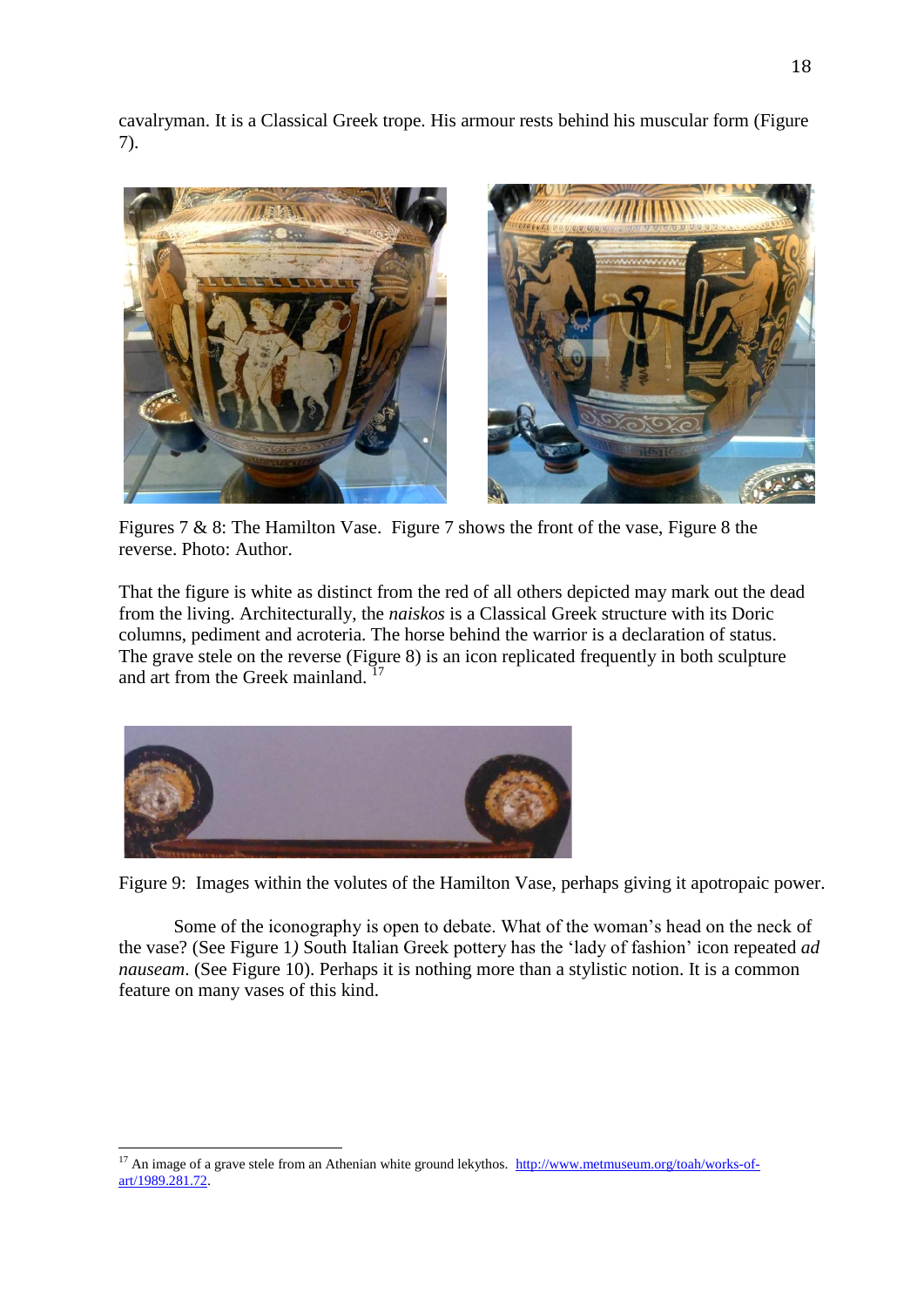cavalryman. It is a Classical Greek trope. His armour rests behind his muscular form (Figure 7).

Figures 7 & 8: The Hamilton Vase. Figure 7 shows the front of the vase, Figure 8 the reverse. Photo: Author.

That the figure is white as distinct from the red of all others depicted may mark out the dead from the living. Architecturally, the *naiskos* is a Classical Greek structure with its Doric columns, pediment and acroteria. The horse behind the warrior is a declaration of status. The grave stele on the reverse (Figure 8) is an icon replicated frequently in both sculpture and art from the Greek mainland. [17]

Figure 9: Images within the volutes of the Hamilton Vase, perhaps giving it apotropaic power.

Some of the iconography is open to debate. What of the woman's head on the neck of the vase? (See Figure 1*)* South Italian Greek pottery has the 'lady of fashion' icon repeated *ad nauseam*. (See Figure 10). Perhaps it is nothing more than a stylistic notion. It is a common feature on many vases of this kind.

---

[17] An image of a grave stele from an Athenian white ground lekythos. http://www.metmuseum.org/toah/works-of-art/1989.281.72.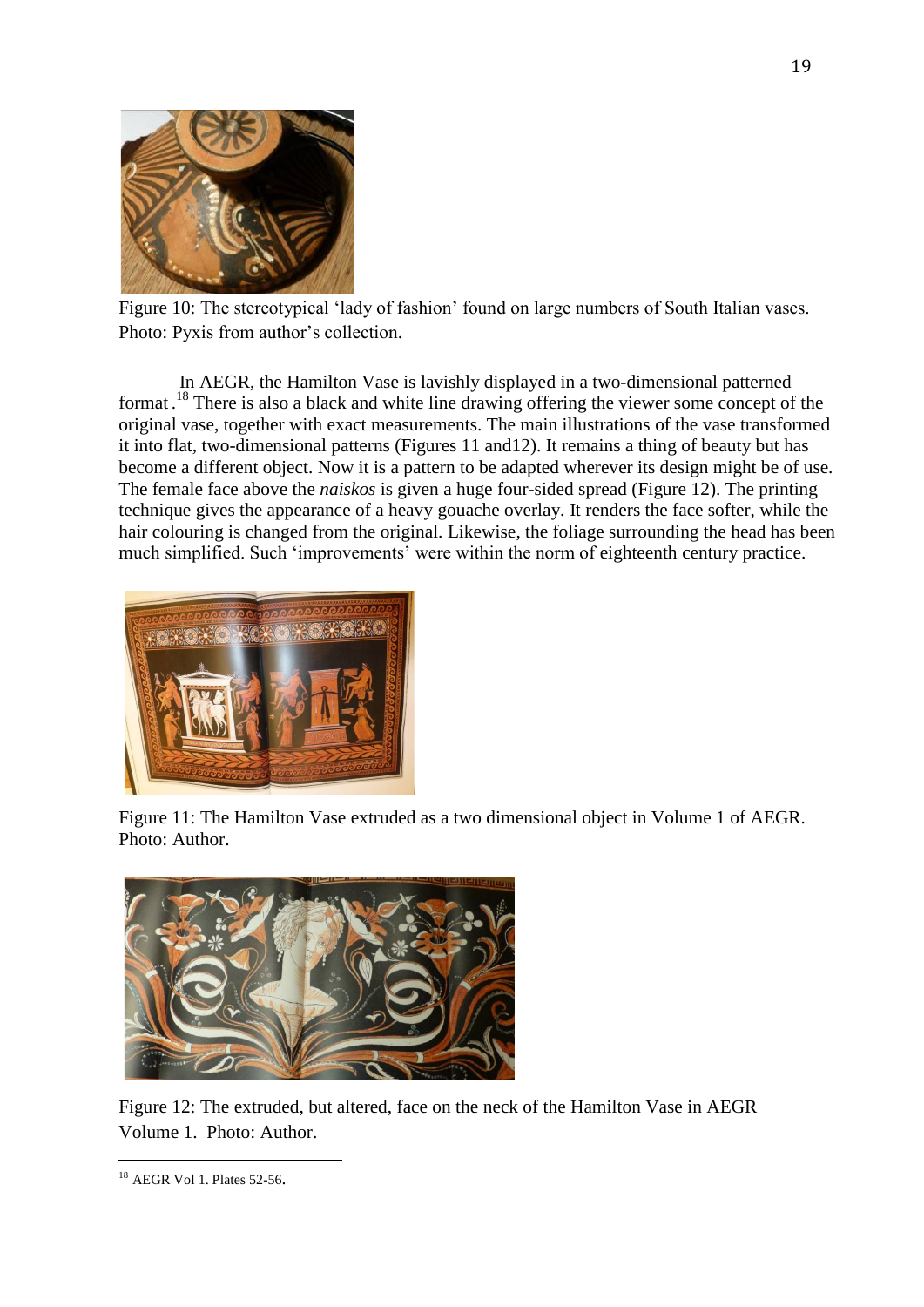Figure 10: The stereotypical ‘lady of fashion’ found on large numbers of South Italian vases. Photo: Pyxis from author’s collection.

In AEGR, the Hamilton Vase is lavishly displayed in a two-dimensional patterned format.[18] There is also a black and white line drawing offering the viewer some concept of the original vase, together with exact measurements. The main illustrations of the vase transformed it into flat, two-dimensional patterns (Figures 11 and12). It remains a thing of beauty but has become a different object. Now it is a pattern to be adapted wherever its design might be of use. The female face above the *naiskos* is given a huge four-sided spread (Figure 12). The printing technique gives the appearance of a heavy gouache overlay. It renders the face softer, while the hair colouring is changed from the original. Likewise, the foliage surrounding the head has been much simplified. Such ‘improvements’ were within the norm of eighteenth century practice.

Figure 11: The Hamilton Vase extruded as a two dimensional object in Volume 1 of AEGR. Photo: Author.

Figure 12: The extruded, but altered, face on the neck of the Hamilton Vase in AEGR Volume 1. Photo: Author.

[18] AEGR Vol 1. Plates 52-56.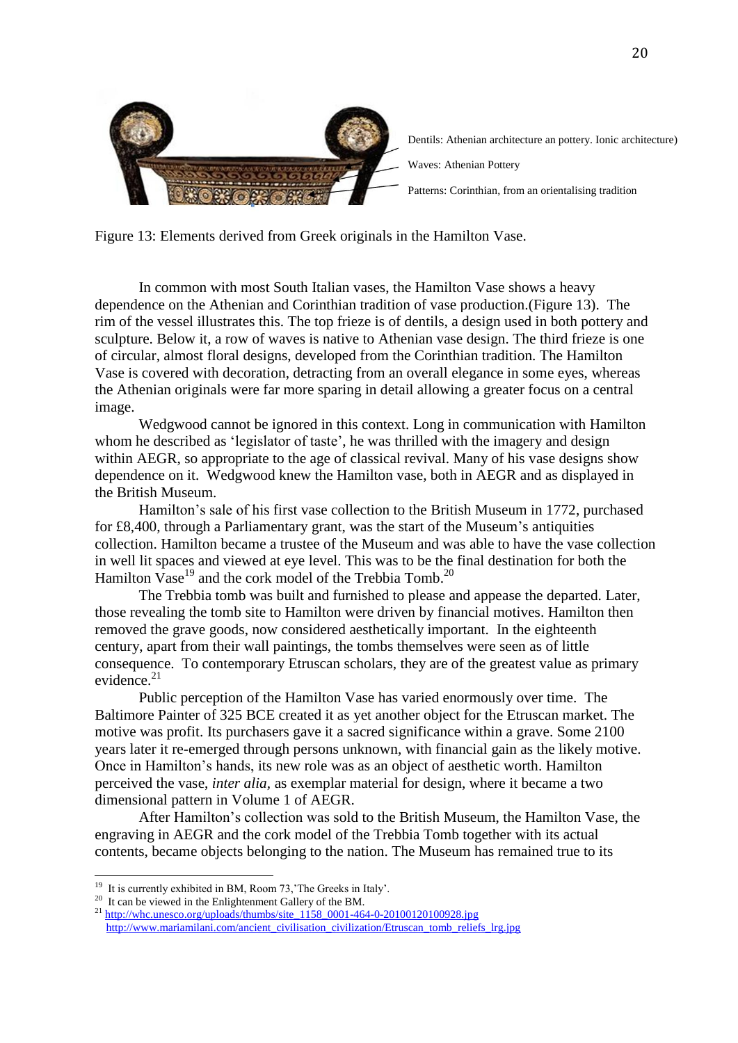Dentils: Athenian architecture an pottery. Ionic architecture)

Waves: Athenian Pottery

Patterns: Corinthian, from an orientalising tradition

Figure 13: Elements derived from Greek originals in the Hamilton Vase.

In common with most South Italian vases, the Hamilton Vase shows a heavy dependence on the Athenian and Corinthian tradition of vase production.(Figure 13). The rim of the vessel illustrates this. The top frieze is of dentils, a design used in both pottery and sculpture. Below it, a row of waves is native to Athenian vase design. The third frieze is one of circular, almost floral designs, developed from the Corinthian tradition. The Hamilton Vase is covered with decoration, detracting from an overall elegance in some eyes, whereas the Athenian originals were far more sparing in detail allowing a greater focus on a central image.

Wedgwood cannot be ignored in this context. Long in communication with Hamilton whom he described as 'legislator of taste', he was thrilled with the imagery and design within AEGR, so appropriate to the age of classical revival. Many of his vase designs show dependence on it. Wedgwood knew the Hamilton vase, both in AEGR and as displayed in the British Museum.

Hamilton's sale of his first vase collection to the British Museum in 1772, purchased for £8,400, through a Parliamentary grant, was the start of the Museum's antiquities collection. Hamilton became a trustee of the Museum and was able to have the vase collection in well lit spaces and viewed at eye level. This was to be the final destination for both the Hamilton Vase[19] and the cork model of the Trebbia Tomb.[20]

The Trebbia tomb was built and furnished to please and appease the departed. Later, those revealing the tomb site to Hamilton were driven by financial motives. Hamilton then removed the grave goods, now considered aesthetically important. In the eighteenth century, apart from their wall paintings, the tombs themselves were seen as of little consequence. To contemporary Etruscan scholars, they are of the greatest value as primary evidence.[21]

Public perception of the Hamilton Vase has varied enormously over time. The Baltimore Painter of 325 BCE created it as yet another object for the Etruscan market. The motive was profit. Its purchasers gave it a sacred significance within a grave. Some 2100 years later it re-emerged through persons unknown, with financial gain as the likely motive. Once in Hamilton's hands, its new role was as an object of aesthetic worth. Hamilton perceived the vase, *inter alia*, as exemplar material for design, where it became a two dimensional pattern in Volume 1 of AEGR.

After Hamilton's collection was sold to the British Museum, the Hamilton Vase, the engraving in AEGR and the cork model of the Trebbia Tomb together with its actual contents, became objects belonging to the nation. The Museum has remained true to its

---

[19] It is currently exhibited in BM, Room 73,'The Greeks in Italy'.

[20] It can be viewed in the Enlightenment Gallery of the BM.

[21] http://whc.unesco.org/uploads/thumbs/site_1158_0001-464-0-20100120100928.jpg
http://www.mariamilani.com/ancient_civilisation_civilization/Etruscan_tomb_reliefs_lrg.jpg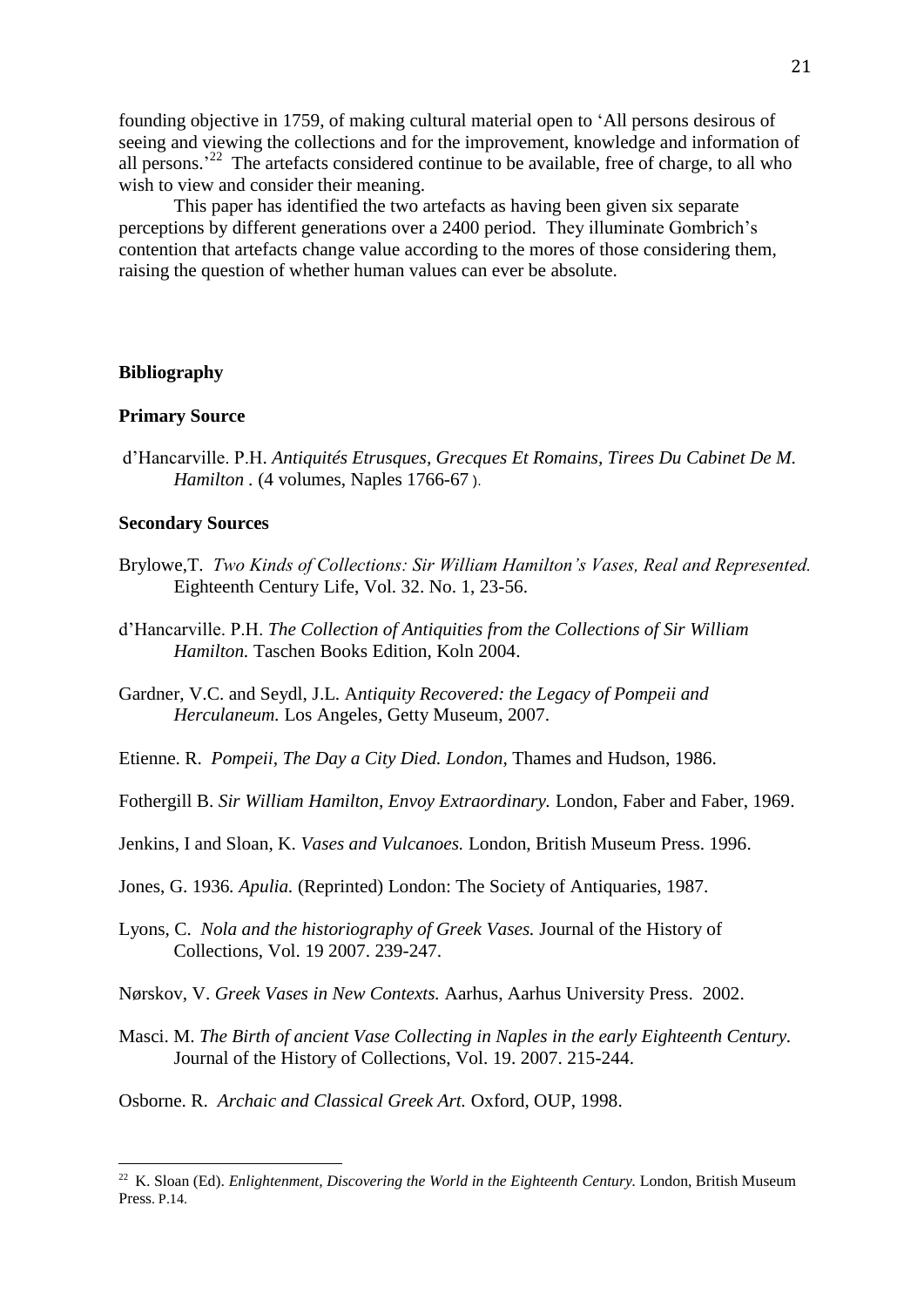founding objective in 1759, of making cultural material open to 'All persons desirous of seeing and viewing the collections and for the improvement, knowledge and information of all persons.'[22] The artefacts considered continue to be available, free of charge, to all who wish to view and consider their meaning.

This paper has identified the two artefacts as having been given six separate perceptions by different generations over a 2400 period. They illuminate Gombrich's contention that artefacts change value according to the mores of those considering them, raising the question of whether human values can ever be absolute.

## Bibliography

### Primary Source

d'Hancarville. P.H. *Antiquités Etrusques, Grecques Et Romains, Tirees Du Cabinet De M. Hamilton* . (4 volumes, Naples 1766-67 ).

### Secondary Sources

Brylowe,T. *Two Kinds of Collections: Sir William Hamilton's Vases, Real and Represented.* Eighteenth Century Life, Vol. 32. No. 1, 23-56.

d'Hancarville. P.H. *The Collection of Antiquities from the Collections of Sir William Hamilton.* Taschen Books Edition, Koln 2004.

Gardner, V.C. and Seydl, J.L. A*ntiquity Recovered: the Legacy of Pompeii and Herculaneum.* Los Angeles, Getty Museum, 2007.

Etienne. R. *Pompeii, The Day a City Died. London,* Thames and Hudson, 1986.

Fothergill B. *Sir William Hamilton, Envoy Extraordinary.* London, Faber and Faber, 1969.

Jenkins, I and Sloan, K. *Vases and Vulcanoes.* London, British Museum Press. 1996.

Jones, G. 1936. *Apulia.* (Reprinted) London: The Society of Antiquaries, 1987.

Lyons, C. *Nola and the historiography of Greek Vases.* Journal of the History of Collections, Vol. 19 2007. 239-247.

Nørskov, V. *Greek Vases in New Contexts.* Aarhus, Aarhus University Press. 2002.

Masci. M. *The Birth of ancient Vase Collecting in Naples in the early Eighteenth Century.* Journal of the History of Collections, Vol. 19. 2007. 215-244.

Osborne. R. *Archaic and Classical Greek Art.* Oxford, OUP, 1998.

---

[22] K. Sloan (Ed). *Enlightenment, Discovering the World in the Eighteenth Century.* London, British Museum Press. P.14.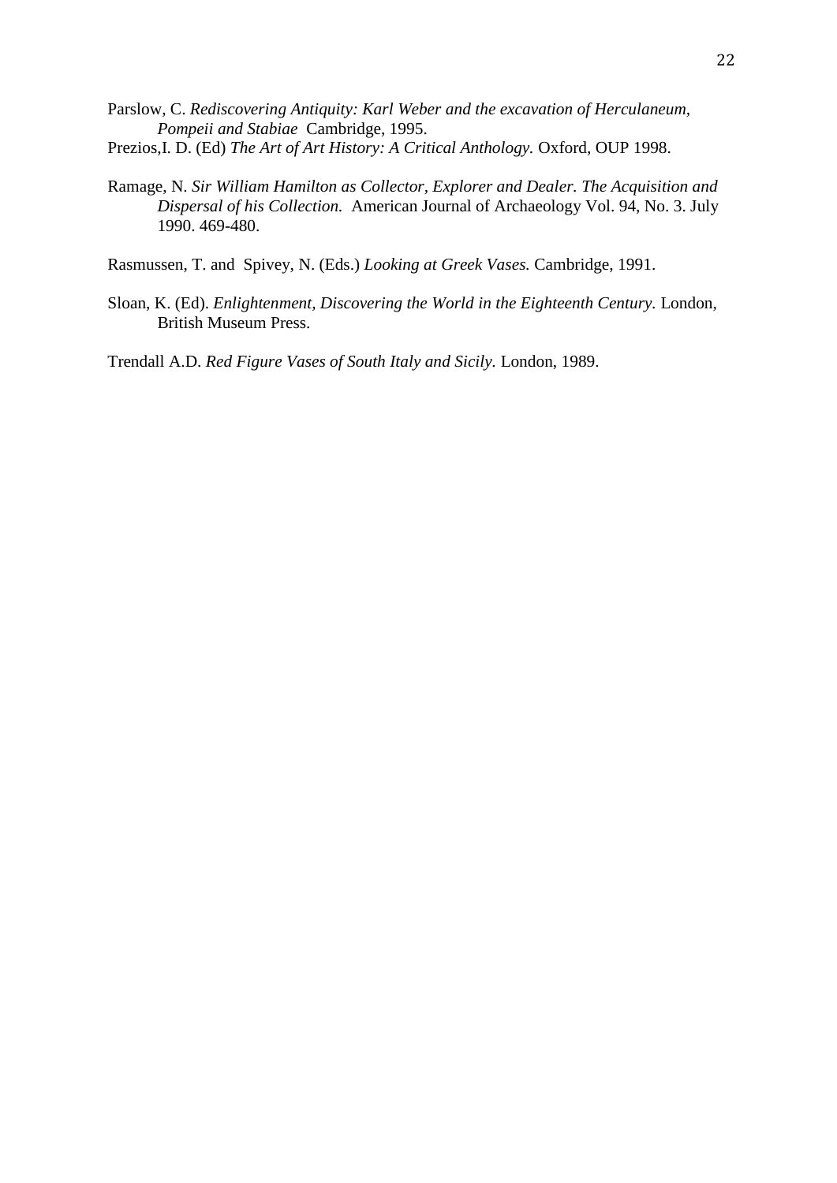Parslow, C. *Rediscovering Antiquity: Karl Weber and the excavation of Herculaneum, Pompeii and Stabiae* Cambridge, 1995.

Prezios,I. D. (Ed) *The Art of Art History: A Critical Anthology.* Oxford, OUP 1998.

Ramage, N. *Sir William Hamilton as Collector, Explorer and Dealer. The Acquisition and Dispersal of his Collection.* American Journal of Archaeology Vol. 94, No. 3. July 1990. 469-480.

Rasmussen, T. and Spivey, N. (Eds.) *Looking at Greek Vases.* Cambridge, 1991.

Sloan, K. (Ed). *Enlightenment, Discovering the World in the Eighteenth Century.* London, British Museum Press.

Trendall A.D. *Red Figure Vases of South Italy and Sicily.* London, 1989.